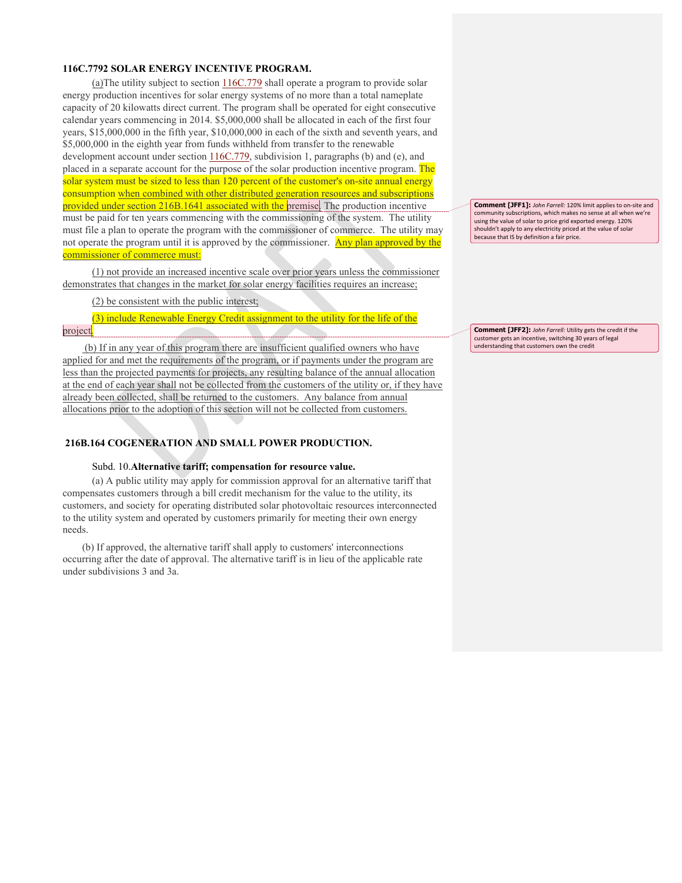**116C.7792 SOLAR ENERGY INCENTIVE PROGRAM.**

(a)The utility subject to section 116C.779 shall operate a program to provide solar energy production incentives for solar energy systems of no more than a total nameplate capacity of 20 kilowatts direct current. The program shall be operated for eight consecutive calendar years commencing in 2014. $5,000,000 shall be allocated in each of the first four years, $15,000,000 in the fifth year, $10,000,000 in each of the sixth and seventh years, and $5,000,000 in the eighth year from funds withheld from transfer to the renewable development account under section 116C.779, subdivision 1, paragraphs (b) and (e), and placed in a separate account for the purpose of the solar production incentive program. The solar system must be sized to less than 120 percent of the customer's on-site annual energy consumption when combined with other distributed generation resources and subscriptions provided under section 216B.1641 associated with the premise. The production incentive must be paid for ten years commencing with the commissioning of the system. The utility must file a plan to operate the program with the commissioner of commerce. The utility may not operate the program until it is approved by the commissioner. Any plan approved by the commissioner of commerce must:

(1) not provide an increased incentive scale over prior years unless the commissioner demonstrates that changes in the market for solar energy facilities requires an increase;

(2) be consistent with the public interest;

(3) include Renewable Energy Credit assignment to the utility for the life of the project.

(b) If in any year of this program there are insufficient qualified owners who have applied for and met the requirements of the program, or if payments under the program are less than the projected payments for projects, any resulting balance of the annual allocation at the end of each year shall not be collected from the customers of the utility or, if they have already been collected, shall be returned to the customers. Any balance from annual allocations prior to the adoption of this section will not be collected from customers.

**Comment [JFF1]:** *John Farrell:* 120% limit applies to on-site and community subscriptions, which makes no sense at all when we're using the value of solar to price grid exported energy. 120% shouldn't apply to any electricity priced at the value of solar because that IS by definition a fair price.

**Comment [JFF2]:** *John Farrell:* Utility gets the credit if the customer gets an incentive, switching 30 years of legal understanding that customers own the credit

**216B.164 COGENERATION AND SMALL POWER PRODUCTION.**

Subd. 10.**Alternative tariff; compensation for resource value.**

(a) A public utility may apply for commission approval for an alternative tariff that compensates customers through a bill credit mechanism for the value to the utility, its customers, and society for operating distributed solar photovoltaic resources interconnected to the utility system and operated by customers primarily for meeting their own energy needs.

(b) If approved, the alternative tariff shall apply to customers' interconnections occurring after the date of approval. The alternative tariff is in lieu of the applicable rate under subdivisions 3 and 3a.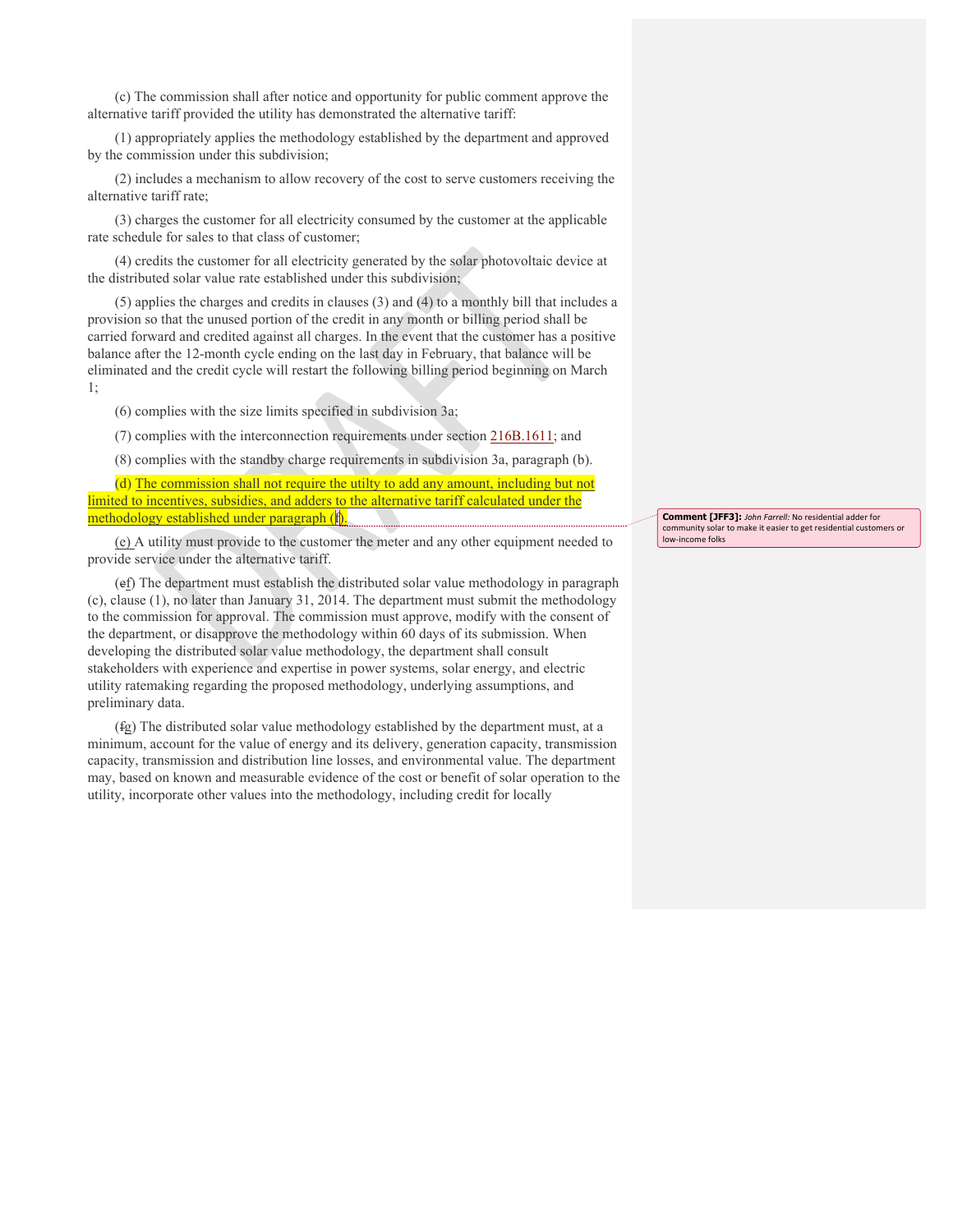(c) The commission shall after notice and opportunity for public comment approve the alternative tariff provided the utility has demonstrated the alternative tariff:

(1) appropriately applies the methodology established by the department and approved by the commission under this subdivision;

(2) includes a mechanism to allow recovery of the cost to serve customers receiving the alternative tariff rate;

(3) charges the customer for all electricity consumed by the customer at the applicable rate schedule for sales to that class of customer;

(4) credits the customer for all electricity generated by the solar photovoltaic device at the distributed solar value rate established under this subdivision;

(5) applies the charges and credits in clauses (3) and (4) to a monthly bill that includes a provision so that the unused portion of the credit in any month or billing period shall be carried forward and credited against all charges. In the event that the customer has a positive balance after the 12-month cycle ending on the last day in February, that balance will be eliminated and the credit cycle will restart the following billing period beginning on March 1;

(6) complies with the size limits specified in subdivision 3a;

(7) complies with the interconnection requirements under section 216B.1611; and

(8) complies with the standby charge requirements in subdivision 3a, paragraph (b).

(d) The commission shall not require the utilty to add any amount, including but not limited to incentives, subsidies, and adders to the alternative tariff calculated under the methodology established under paragraph (f).

> **Comment [JFF3]:** *John Farrell:* No residential adder for community solar to make it easier to get residential customers or low-income folks

(e) A utility must provide to the customer the meter and any other equipment needed to provide service under the alternative tariff.

(~~e~~f) The department must establish the distributed solar value methodology in paragraph (c), clause (1), no later than January 31, 2014. The department must submit the methodology to the commission for approval. The commission must approve, modify with the consent of the department, or disapprove the methodology within 60 days of its submission. When developing the distributed solar value methodology, the department shall consult stakeholders with experience and expertise in power systems, solar energy, and electric utility ratemaking regarding the proposed methodology, underlying assumptions, and preliminary data.

(~~f~~g) The distributed solar value methodology established by the department must, at a minimum, account for the value of energy and its delivery, generation capacity, transmission capacity, transmission and distribution line losses, and environmental value. The department may, based on known and measurable evidence of the cost or benefit of solar operation to the utility, incorporate other values into the methodology, including credit for locally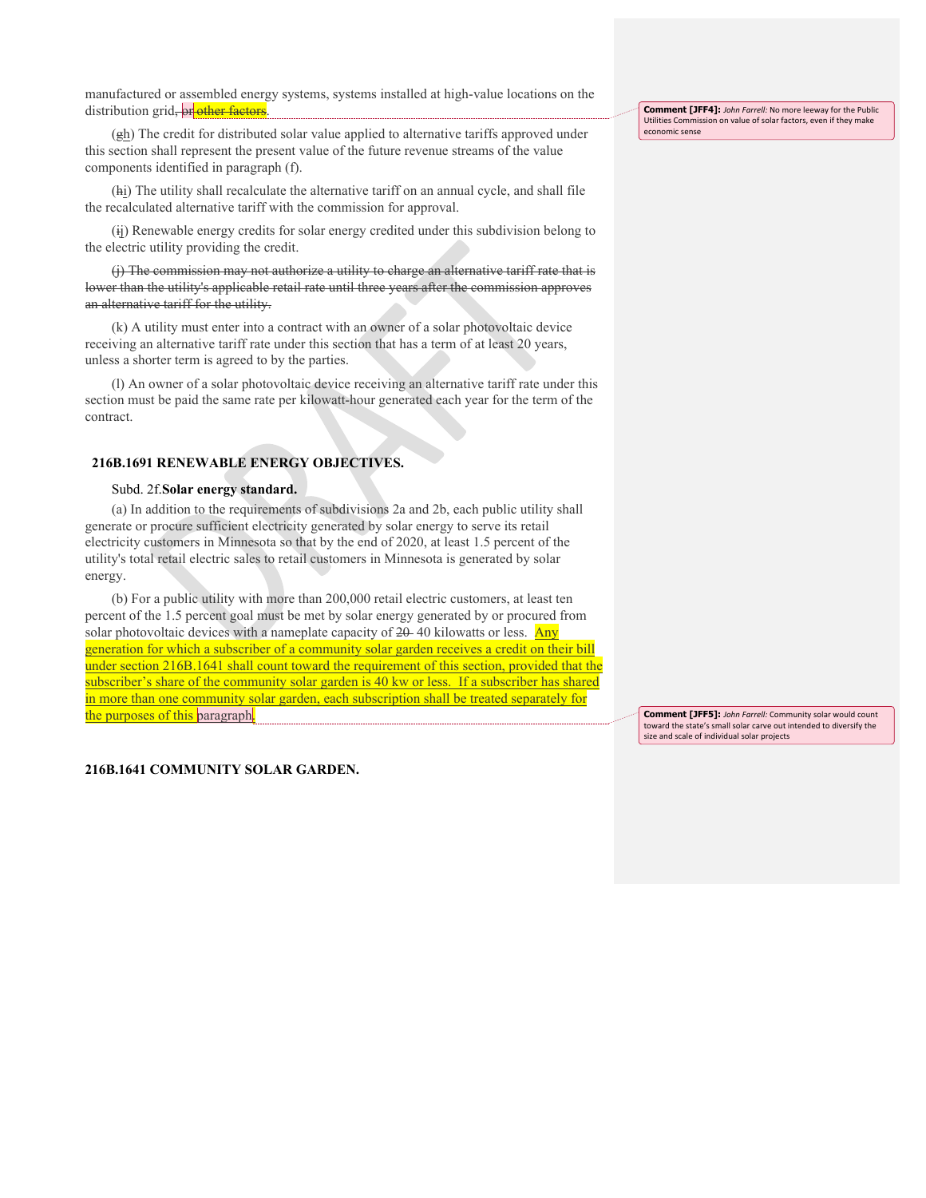manufactured or assembled energy systems, systems installed at high-value locations on the distribution grid, ~~or other factors~~.

(~~g~~h) The credit for distributed solar value applied to alternative tariffs approved under this section shall represent the present value of the future revenue streams of the value components identified in paragraph (f).

(~~h~~i) The utility shall recalculate the alternative tariff on an annual cycle, and shall file the recalculated alternative tariff with the commission for approval.

(~~i~~j) Renewable energy credits for solar energy credited under this subdivision belong to the electric utility providing the credit.

~~(j) The commission may not authorize a utility to charge an alternative tariff rate that is lower than the utility's applicable retail rate until three years after the commission approves an alternative tariff for the utility.~~

(k) A utility must enter into a contract with an owner of a solar photovoltaic device receiving an alternative tariff rate under this section that has a term of at least 20 years, unless a shorter term is agreed to by the parties.

(l) An owner of a solar photovoltaic device receiving an alternative tariff rate under this section must be paid the same rate per kilowatt-hour generated each year for the term of the contract.

**216B.1691 RENEWABLE ENERGY OBJECTIVES.**

Subd. 2f. **Solar energy standard.**

(a) In addition to the requirements of subdivisions 2a and 2b, each public utility shall generate or procure sufficient electricity generated by solar energy to serve its retail electricity customers in Minnesota so that by the end of 2020, at least 1.5 percent of the utility's total retail electric sales to retail customers in Minnesota is generated by solar energy.

(b) For a public utility with more than 200,000 retail electric customers, at least ten percent of the 1.5 percent goal must be met by solar energy generated by or procured from solar photovoltaic devices with a nameplate capacity of ~~20~~ 40 kilowatts or less. Any generation for which a subscriber of a community solar garden receives a credit on their bill under section 216B.1641 shall count toward the requirement of this section, provided that the subscriber's share of the community solar garden is 40 kw or less. If a subscriber has shared in more than one community solar garden, each subscription shall be treated separately for the purposes of this paragraph.

**216B.1641 COMMUNITY SOLAR GARDEN.**

**Comment [JFF4]:** *John Farrell:* No more leeway for the Public Utilities Commission on value of solar factors, even if they make economic sense

**Comment [JFF5]:** *John Farrell:* Community solar would count toward the state's small solar carve out intended to diversify the size and scale of individual solar projects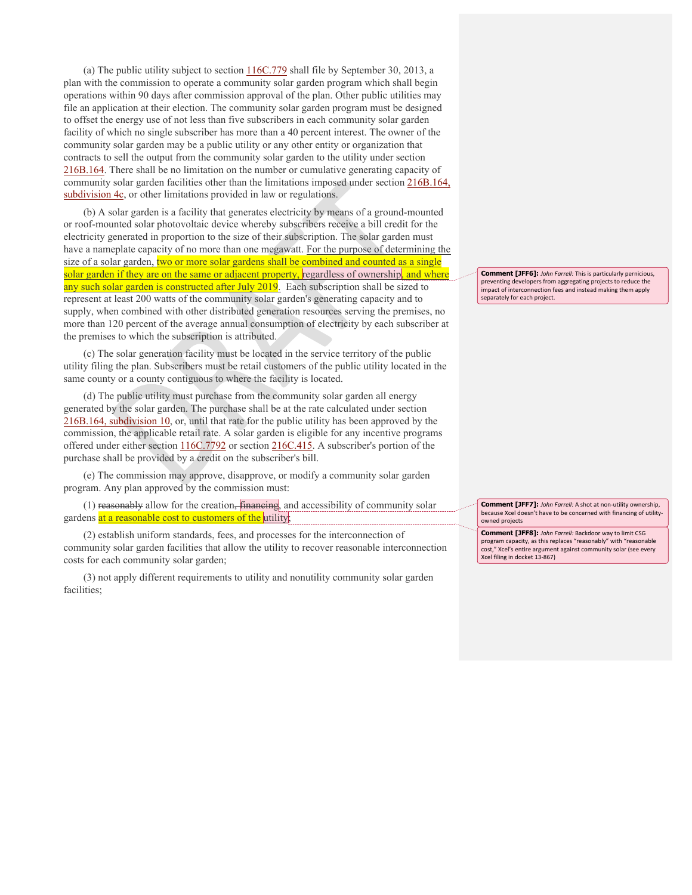(a) The public utility subject to section 116C.779 shall file by September 30, 2013, a plan with the commission to operate a community solar garden program which shall begin operations within 90 days after commission approval of the plan. Other public utilities may file an application at their election. The community solar garden program must be designed to offset the energy use of not less than five subscribers in each community solar garden facility of which no single subscriber has more than a 40 percent interest. The owner of the community solar garden may be a public utility or any other entity or organization that contracts to sell the output from the community solar garden to the utility under section 216B.164. There shall be no limitation on the number or cumulative generating capacity of community solar garden facilities other than the limitations imposed under section 216B.164, subdivision 4c, or other limitations provided in law or regulations.

(b) A solar garden is a facility that generates electricity by means of a ground-mounted or roof-mounted solar photovoltaic device whereby subscribers receive a bill credit for the electricity generated in proportion to the size of their subscription. The solar garden must have a nameplate capacity of no more than one megawatt. For the purpose of determining the size of a solar garden, two or more solar gardens shall be combined and counted as a single solar garden if they are on the same or adjacent property, regardless of ownership, and where any such solar garden is constructed after July 2019. Each subscription shall be sized to represent at least 200 watts of the community solar garden's generating capacity and to supply, when combined with other distributed generation resources serving the premises, no more than 120 percent of the average annual consumption of electricity by each subscriber at the premises to which the subscription is attributed.

(c) The solar generation facility must be located in the service territory of the public utility filing the plan. Subscribers must be retail customers of the public utility located in the same county or a county contiguous to where the facility is located.

(d) The public utility must purchase from the community solar garden all energy generated by the solar garden. The purchase shall be at the rate calculated under section 216B.164, subdivision 10, or, until that rate for the public utility has been approved by the commission, the applicable retail rate. A solar garden is eligible for any incentive programs offered under either section 116C.7792 or section 216C.415. A subscriber's portion of the purchase shall be provided by a credit on the subscriber's bill.

(e) The commission may approve, disapprove, or modify a community solar garden program. Any plan approved by the commission must:

(1) ~~reasonably~~ allow for the creation~~, financing~~, and accessibility of community solar gardens at a reasonable cost to customers of the utility;

(2) establish uniform standards, fees, and processes for the interconnection of community solar garden facilities that allow the utility to recover reasonable interconnection costs for each community solar garden;

(3) not apply different requirements to utility and nonutility community solar garden facilities;

**Comment [JFF6]:** *John Farrell:* This is particularly pernicious, preventing developers from aggregating projects to reduce the impact of interconnection fees and instead making them apply separately for each project.

**Comment [JFF7]:** *John Farrell:* A shot at non-utility ownership, because Xcel doesn't have to be concerned with financing of utility-owned projects

**Comment [JFF8]:** *John Farrell:* Backdoor way to limit CSG program capacity, as this replaces "reasonably" with "reasonable cost," Xcel's entire argument against community solar (see every Xcel filing in docket 13-867)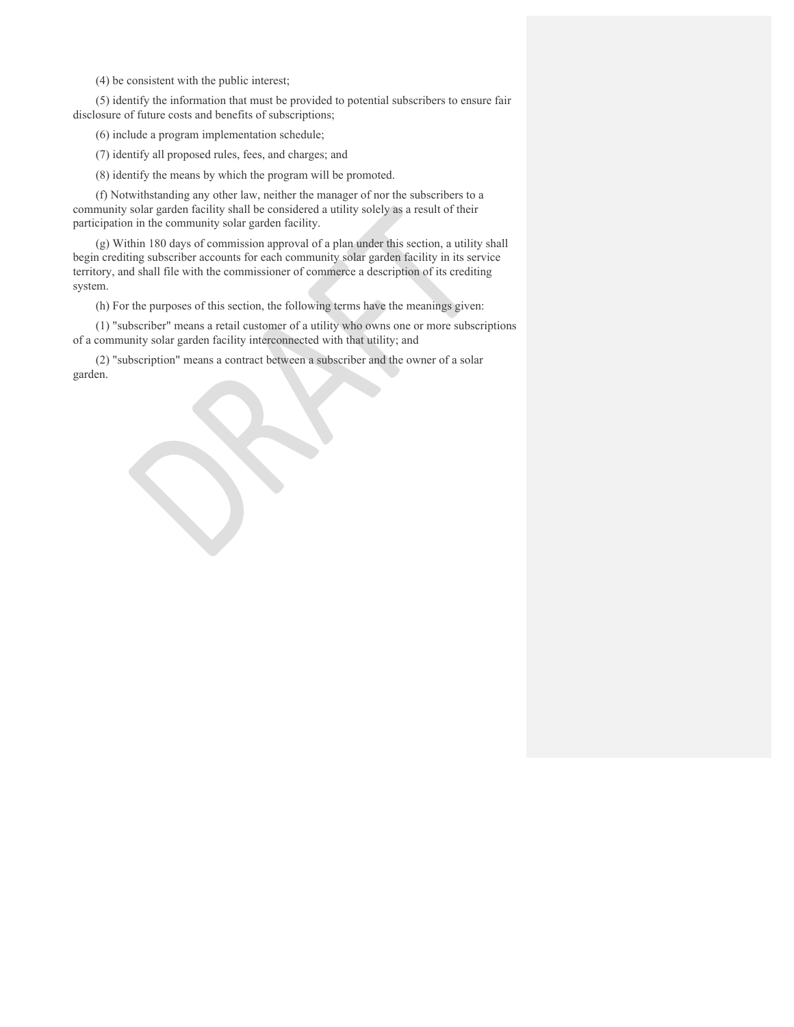(4) be consistent with the public interest;

(5) identify the information that must be provided to potential subscribers to ensure fair disclosure of future costs and benefits of subscriptions;

(6) include a program implementation schedule;

(7) identify all proposed rules, fees, and charges; and

(8) identify the means by which the program will be promoted.

(f) Notwithstanding any other law, neither the manager of nor the subscribers to a community solar garden facility shall be considered a utility solely as a result of their participation in the community solar garden facility.

(g) Within 180 days of commission approval of a plan under this section, a utility shall begin crediting subscriber accounts for each community solar garden facility in its service territory, and shall file with the commissioner of commerce a description of its crediting system.

(h) For the purposes of this section, the following terms have the meanings given:

(1) "subscriber" means a retail customer of a utility who owns one or more subscriptions of a community solar garden facility interconnected with that utility; and

(2) "subscription" means a contract between a subscriber and the owner of a solar garden.